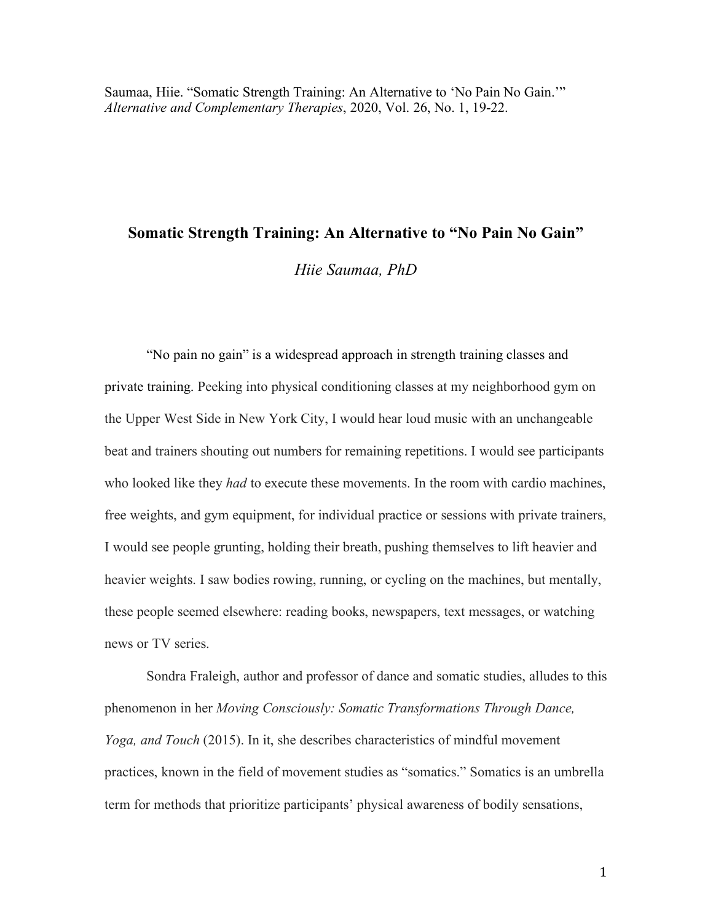Saumaa, Hiie. "Somatic Strength Training: An Alternative to 'No Pain No Gain.'" *Alternative and Complementary Therapies*, 2020, Vol. 26, No. 1, 19-22.

# Somatic Strength Training: An Alternative to "No Pain No Gain"

*Hiie Saumaa, PhD*

"No pain no gain" is a widespread approach in strength training classes and private training. Peeking into physical conditioning classes at my neighborhood gym on the Upper West Side in New York City, I would hear loud music with an unchangeable beat and trainers shouting out numbers for remaining repetitions. I would see participants who looked like they *had* to execute these movements. In the room with cardio machines, free weights, and gym equipment, for individual practice or sessions with private trainers, I would see people grunting, holding their breath, pushing themselves to lift heavier and heavier weights. I saw bodies rowing, running, or cycling on the machines, but mentally, these people seemed elsewhere: reading books, newspapers, text messages, or watching news or TV series.

Sondra Fraleigh, author and professor of dance and somatic studies, alludes to this phenomenon in her *Moving Consciously: Somatic Transformations Through Dance, Yoga, and Touch* (2015). In it, she describes characteristics of mindful movement practices, known in the field of movement studies as "somatics." Somatics is an umbrella term for methods that prioritize participants' physical awareness of bodily sensations,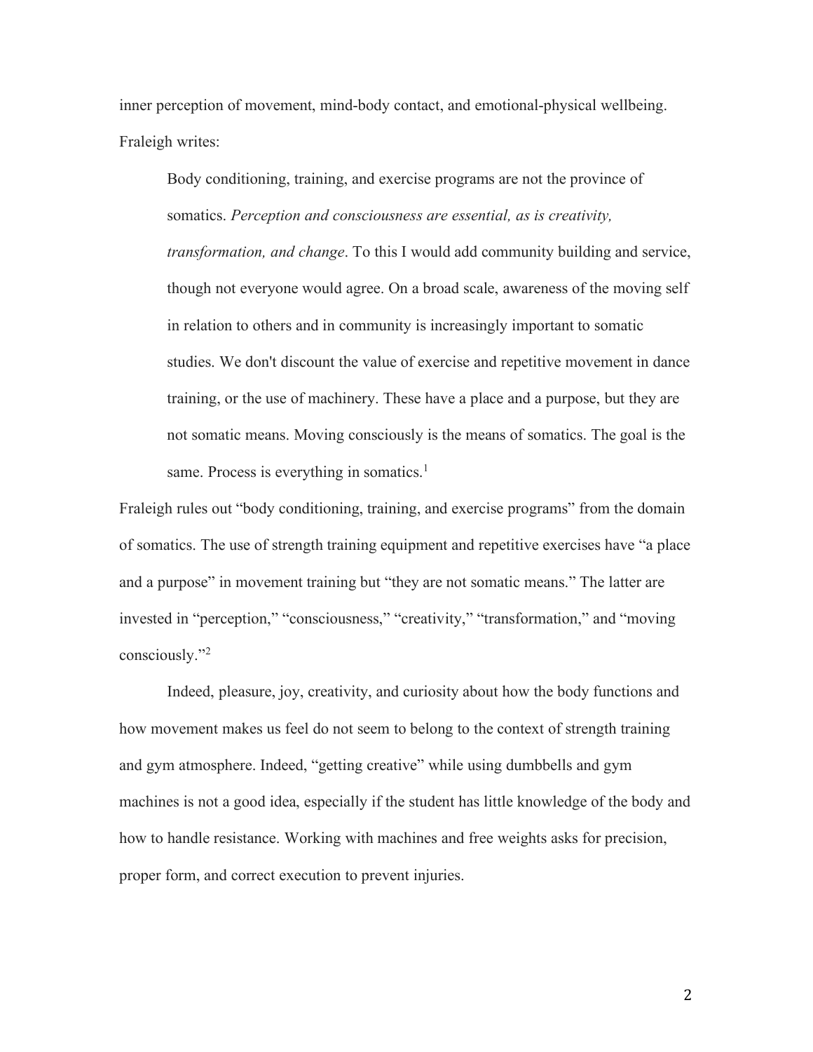inner perception of movement, mind-body contact, and emotional-physical wellbeing. Fraleigh writes:

> Body conditioning, training, and exercise programs are not the province of somatics. *Perception and consciousness are essential, as is creativity, transformation, and change*. To this I would add community building and service, though not everyone would agree. On a broad scale, awareness of the moving self in relation to others and in community is increasingly important to somatic studies. We don't discount the value of exercise and repetitive movement in dance training, or the use of machinery. These have a place and a purpose, but they are not somatic means. Moving consciously is the means of somatics. The goal is the same. Process is everything in somatics.[1]

Fraleigh rules out "body conditioning, training, and exercise programs" from the domain of somatics. The use of strength training equipment and repetitive exercises have "a place and a purpose" in movement training but "they are not somatic means." The latter are invested in "perception," "consciousness," "creativity," "transformation," and "moving consciously."[2]

Indeed, pleasure, joy, creativity, and curiosity about how the body functions and how movement makes us feel do not seem to belong to the context of strength training and gym atmosphere. Indeed, "getting creative" while using dumbbells and gym machines is not a good idea, especially if the student has little knowledge of the body and how to handle resistance. Working with machines and free weights asks for precision, proper form, and correct execution to prevent injuries.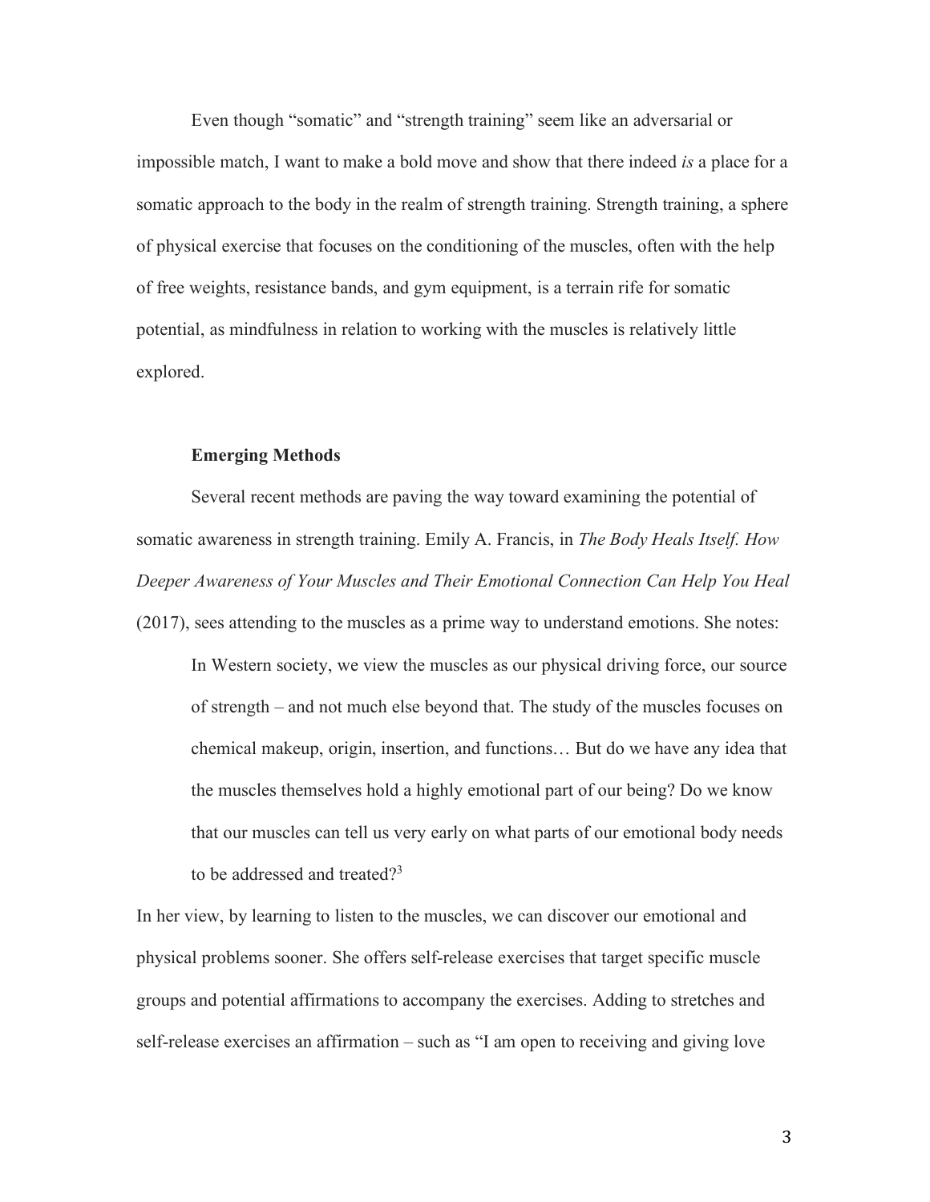Even though "somatic" and "strength training" seem like an adversarial or impossible match, I want to make a bold move and show that there indeed *is* a place for a somatic approach to the body in the realm of strength training. Strength training, a sphere of physical exercise that focuses on the conditioning of the muscles, often with the help of free weights, resistance bands, and gym equipment, is a terrain rife for somatic potential, as mindfulness in relation to working with the muscles is relatively little explored.

**Emerging Methods**

Several recent methods are paving the way toward examining the potential of somatic awareness in strength training. Emily A. Francis, in *The Body Heals Itself. How Deeper Awareness of Your Muscles and Their Emotional Connection Can Help You Heal* (2017), sees attending to the muscles as a prime way to understand emotions. She notes:

> In Western society, we view the muscles as our physical driving force, our source of strength – and not much else beyond that. The study of the muscles focuses on chemical makeup, origin, insertion, and functions… But do we have any idea that the muscles themselves hold a highly emotional part of our being? Do we know that our muscles can tell us very early on what parts of our emotional body needs to be addressed and treated?[3]

In her view, by learning to listen to the muscles, we can discover our emotional and physical problems sooner. She offers self-release exercises that target specific muscle groups and potential affirmations to accompany the exercises. Adding to stretches and self-release exercises an affirmation – such as "I am open to receiving and giving love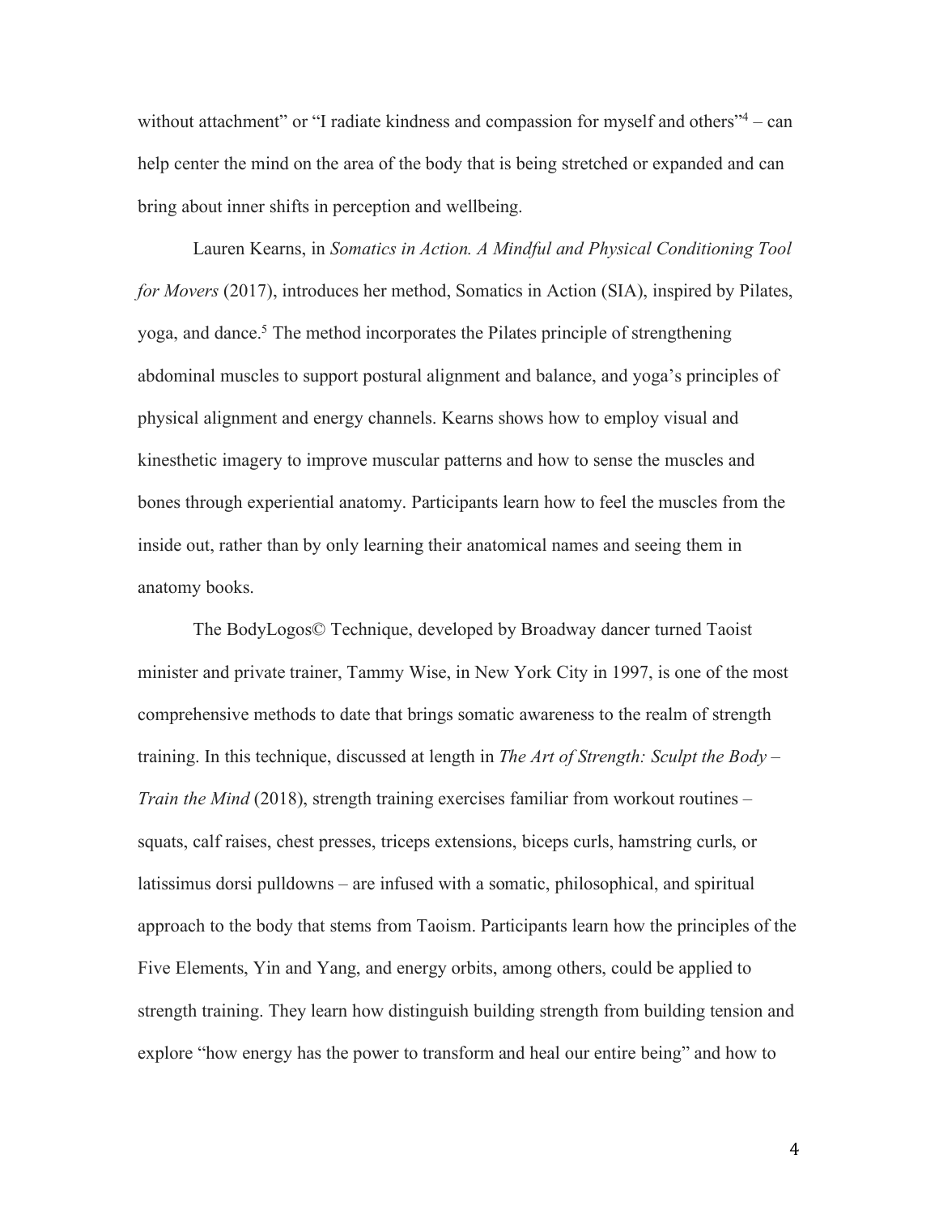without attachment" or "I radiate kindness and compassion for myself and others"[4] – can help center the mind on the area of the body that is being stretched or expanded and can bring about inner shifts in perception and wellbeing.

Lauren Kearns, in *Somatics in Action. A Mindful and Physical Conditioning Tool for Movers* (2017), introduces her method, Somatics in Action (SIA), inspired by Pilates, yoga, and dance.[5] The method incorporates the Pilates principle of strengthening abdominal muscles to support postural alignment and balance, and yoga's principles of physical alignment and energy channels. Kearns shows how to employ visual and kinesthetic imagery to improve muscular patterns and how to sense the muscles and bones through experiential anatomy. Participants learn how to feel the muscles from the inside out, rather than by only learning their anatomical names and seeing them in anatomy books.

The BodyLogos© Technique, developed by Broadway dancer turned Taoist minister and private trainer, Tammy Wise, in New York City in 1997, is one of the most comprehensive methods to date that brings somatic awareness to the realm of strength training. In this technique, discussed at length in *The Art of Strength: Sculpt the Body – Train the Mind* (2018), strength training exercises familiar from workout routines – squats, calf raises, chest presses, triceps extensions, biceps curls, hamstring curls, or latissimus dorsi pulldowns – are infused with a somatic, philosophical, and spiritual approach to the body that stems from Taoism. Participants learn how the principles of the Five Elements, Yin and Yang, and energy orbits, among others, could be applied to strength training. They learn how distinguish building strength from building tension and explore "how energy has the power to transform and heal our entire being" and how to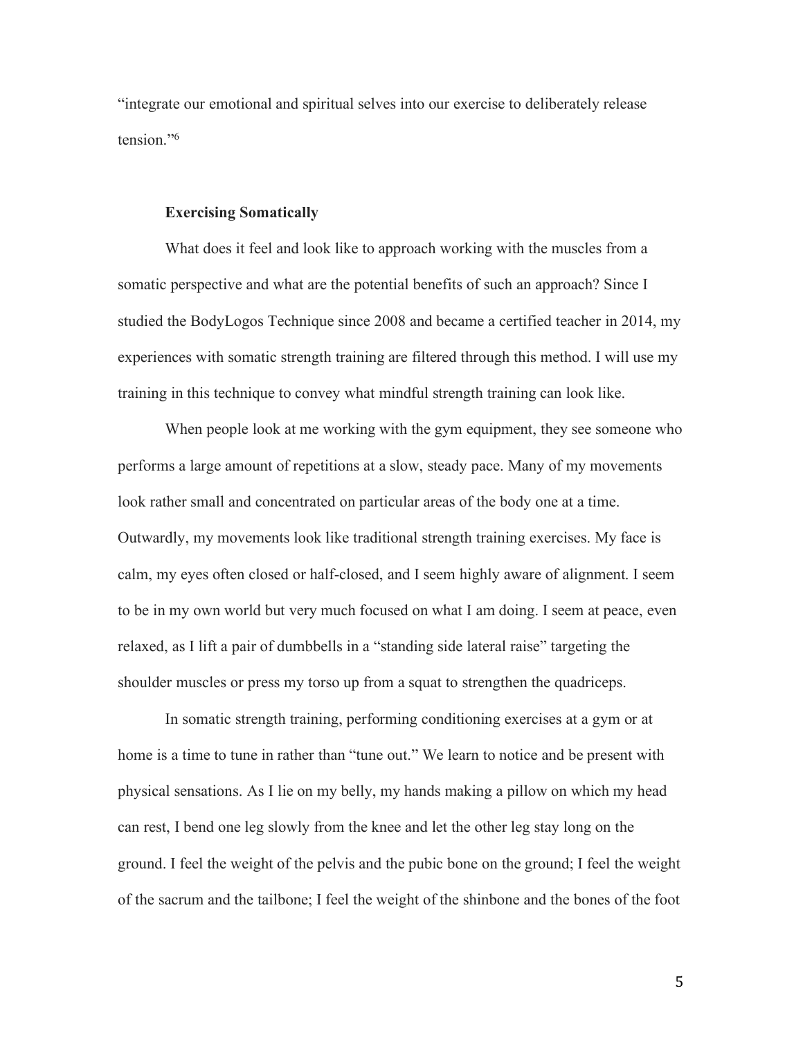"integrate our emotional and spiritual selves into our exercise to deliberately release tension."[6]

**Exercising Somatically**

What does it feel and look like to approach working with the muscles from a somatic perspective and what are the potential benefits of such an approach? Since I studied the BodyLogos Technique since 2008 and became a certified teacher in 2014, my experiences with somatic strength training are filtered through this method. I will use my training in this technique to convey what mindful strength training can look like.

When people look at me working with the gym equipment, they see someone who performs a large amount of repetitions at a slow, steady pace. Many of my movements look rather small and concentrated on particular areas of the body one at a time. Outwardly, my movements look like traditional strength training exercises. My face is calm, my eyes often closed or half-closed, and I seem highly aware of alignment. I seem to be in my own world but very much focused on what I am doing. I seem at peace, even relaxed, as I lift a pair of dumbbells in a "standing side lateral raise" targeting the shoulder muscles or press my torso up from a squat to strengthen the quadriceps.

In somatic strength training, performing conditioning exercises at a gym or at home is a time to tune in rather than "tune out." We learn to notice and be present with physical sensations. As I lie on my belly, my hands making a pillow on which my head can rest, I bend one leg slowly from the knee and let the other leg stay long on the ground. I feel the weight of the pelvis and the pubic bone on the ground; I feel the weight of the sacrum and the tailbone; I feel the weight of the shinbone and the bones of the foot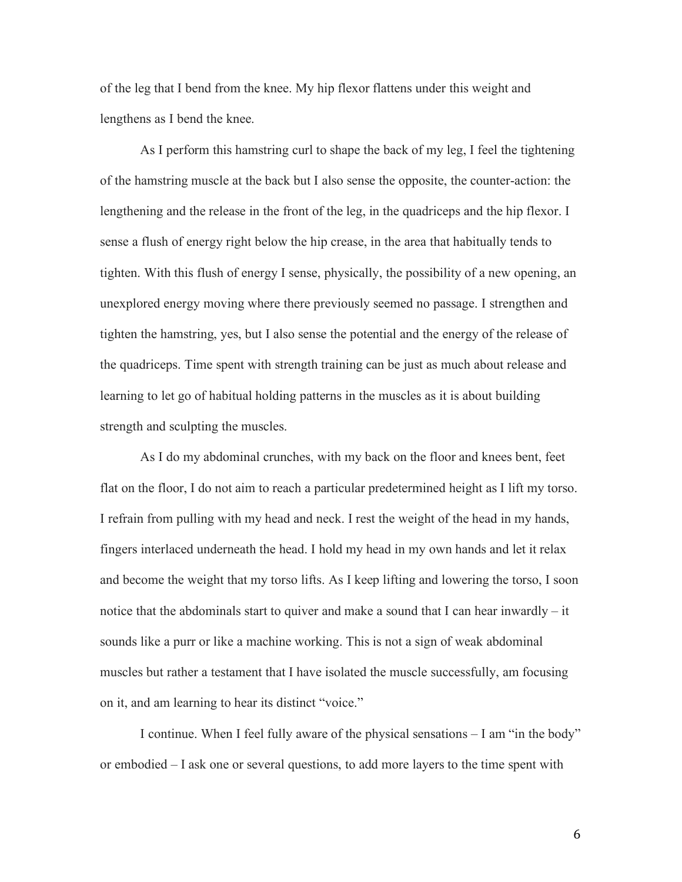of the leg that I bend from the knee. My hip flexor flattens under this weight and lengthens as I bend the knee.

As I perform this hamstring curl to shape the back of my leg, I feel the tightening of the hamstring muscle at the back but I also sense the opposite, the counter-action: the lengthening and the release in the front of the leg, in the quadriceps and the hip flexor. I sense a flush of energy right below the hip crease, in the area that habitually tends to tighten. With this flush of energy I sense, physically, the possibility of a new opening, an unexplored energy moving where there previously seemed no passage. I strengthen and tighten the hamstring, yes, but I also sense the potential and the energy of the release of the quadriceps. Time spent with strength training can be just as much about release and learning to let go of habitual holding patterns in the muscles as it is about building strength and sculpting the muscles.

As I do my abdominal crunches, with my back on the floor and knees bent, feet flat on the floor, I do not aim to reach a particular predetermined height as I lift my torso. I refrain from pulling with my head and neck. I rest the weight of the head in my hands, fingers interlaced underneath the head. I hold my head in my own hands and let it relax and become the weight that my torso lifts. As I keep lifting and lowering the torso, I soon notice that the abdominals start to quiver and make a sound that I can hear inwardly – it sounds like a purr or like a machine working. This is not a sign of weak abdominal muscles but rather a testament that I have isolated the muscle successfully, am focusing on it, and am learning to hear its distinct "voice."

I continue. When I feel fully aware of the physical sensations – I am "in the body" or embodied – I ask one or several questions, to add more layers to the time spent with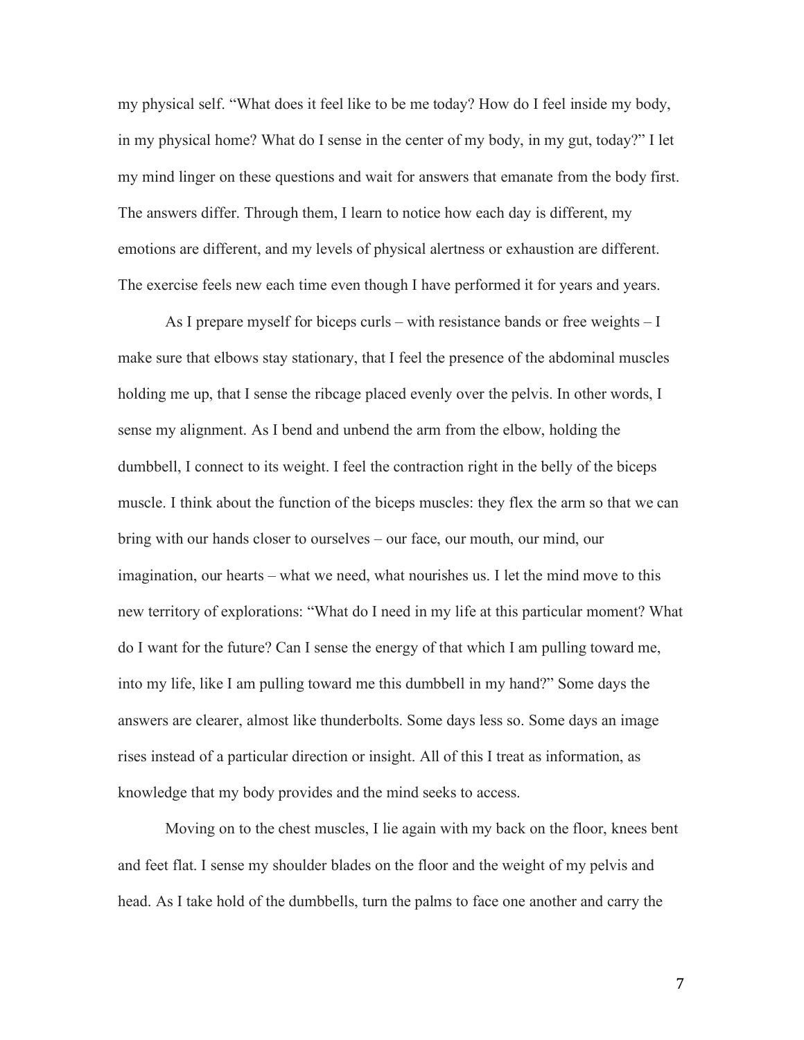my physical self. "What does it feel like to be me today? How do I feel inside my body, in my physical home? What do I sense in the center of my body, in my gut, today?" I let my mind linger on these questions and wait for answers that emanate from the body first. The answers differ. Through them, I learn to notice how each day is different, my emotions are different, and my levels of physical alertness or exhaustion are different. The exercise feels new each time even though I have performed it for years and years.

As I prepare myself for biceps curls – with resistance bands or free weights – I make sure that elbows stay stationary, that I feel the presence of the abdominal muscles holding me up, that I sense the ribcage placed evenly over the pelvis. In other words, I sense my alignment. As I bend and unbend the arm from the elbow, holding the dumbbell, I connect to its weight. I feel the contraction right in the belly of the biceps muscle. I think about the function of the biceps muscles: they flex the arm so that we can bring with our hands closer to ourselves – our face, our mouth, our mind, our imagination, our hearts – what we need, what nourishes us. I let the mind move to this new territory of explorations: "What do I need in my life at this particular moment? What do I want for the future? Can I sense the energy of that which I am pulling toward me, into my life, like I am pulling toward me this dumbbell in my hand?" Some days the answers are clearer, almost like thunderbolts. Some days less so. Some days an image rises instead of a particular direction or insight. All of this I treat as information, as knowledge that my body provides and the mind seeks to access.

Moving on to the chest muscles, I lie again with my back on the floor, knees bent and feet flat. I sense my shoulder blades on the floor and the weight of my pelvis and head. As I take hold of the dumbbells, turn the palms to face one another and carry the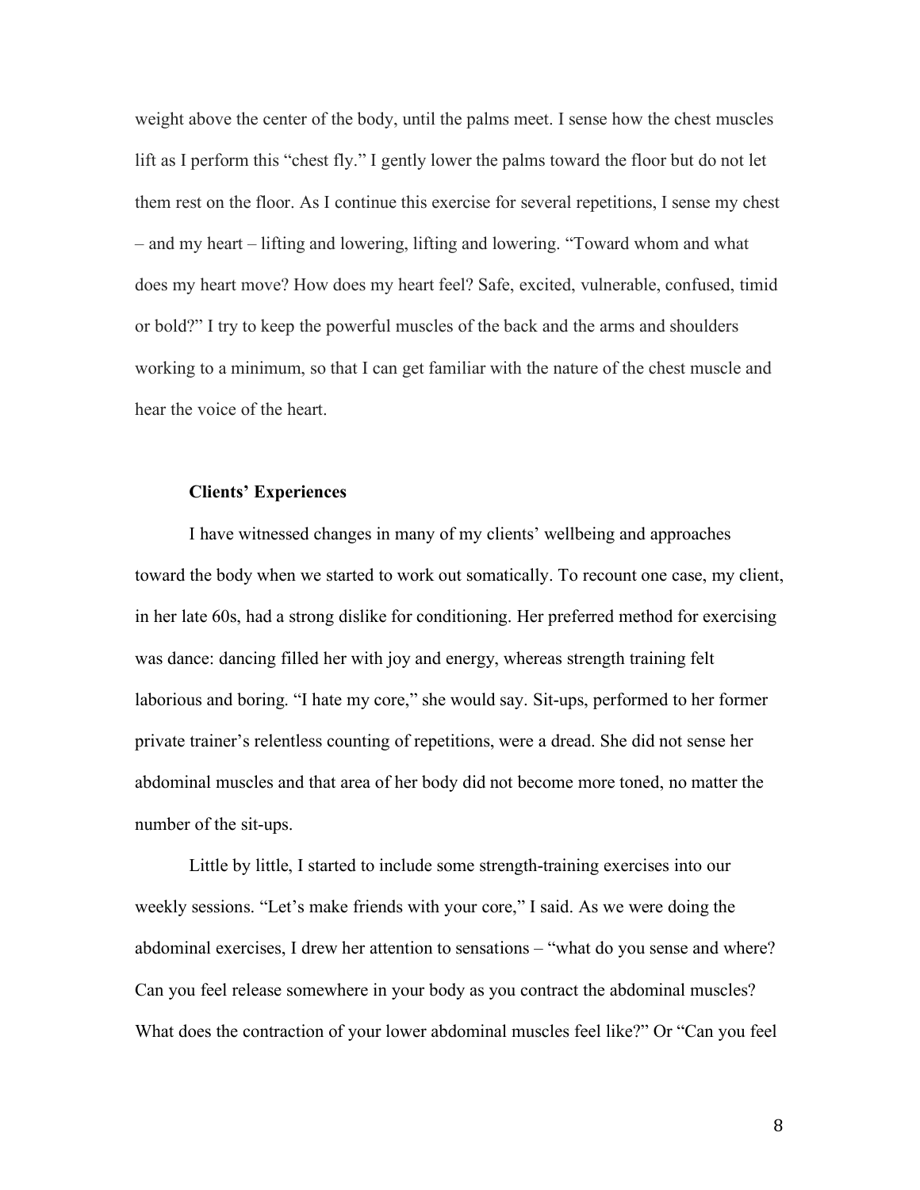weight above the center of the body, until the palms meet. I sense how the chest muscles lift as I perform this "chest fly." I gently lower the palms toward the floor but do not let them rest on the floor. As I continue this exercise for several repetitions, I sense my chest – and my heart – lifting and lowering, lifting and lowering. "Toward whom and what does my heart move? How does my heart feel? Safe, excited, vulnerable, confused, timid or bold?" I try to keep the powerful muscles of the back and the arms and shoulders working to a minimum, so that I can get familiar with the nature of the chest muscle and hear the voice of the heart.

### Clients' Experiences

I have witnessed changes in many of my clients' wellbeing and approaches toward the body when we started to work out somatically. To recount one case, my client, in her late 60s, had a strong dislike for conditioning. Her preferred method for exercising was dance: dancing filled her with joy and energy, whereas strength training felt laborious and boring. "I hate my core," she would say. Sit-ups, performed to her former private trainer's relentless counting of repetitions, were a dread. She did not sense her abdominal muscles and that area of her body did not become more toned, no matter the number of the sit-ups.

Little by little, I started to include some strength-training exercises into our weekly sessions. "Let's make friends with your core," I said. As we were doing the abdominal exercises, I drew her attention to sensations – "what do you sense and where? Can you feel release somewhere in your body as you contract the abdominal muscles? What does the contraction of your lower abdominal muscles feel like?" Or "Can you feel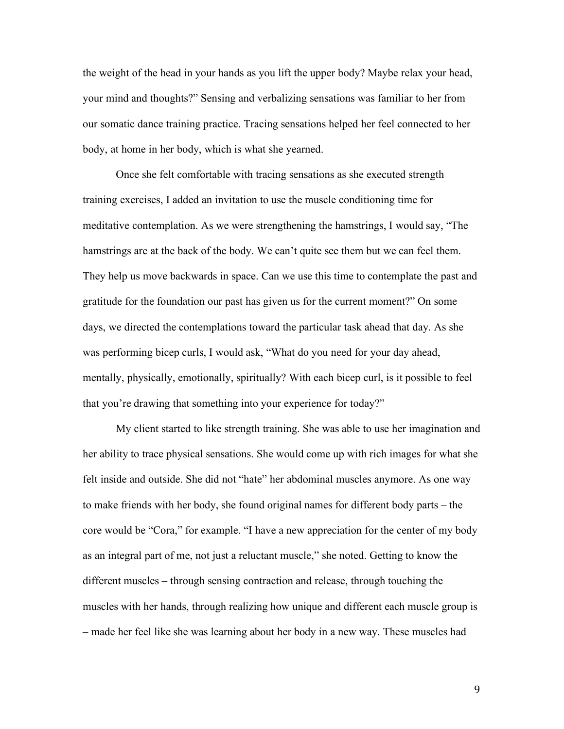the weight of the head in your hands as you lift the upper body? Maybe relax your head, your mind and thoughts?" Sensing and verbalizing sensations was familiar to her from our somatic dance training practice. Tracing sensations helped her feel connected to her body, at home in her body, which is what she yearned.

Once she felt comfortable with tracing sensations as she executed strength training exercises, I added an invitation to use the muscle conditioning time for meditative contemplation. As we were strengthening the hamstrings, I would say, "The hamstrings are at the back of the body. We can't quite see them but we can feel them. They help us move backwards in space. Can we use this time to contemplate the past and gratitude for the foundation our past has given us for the current moment?" On some days, we directed the contemplations toward the particular task ahead that day. As she was performing bicep curls, I would ask, "What do you need for your day ahead, mentally, physically, emotionally, spiritually? With each bicep curl, is it possible to feel that you're drawing that something into your experience for today?"

My client started to like strength training. She was able to use her imagination and her ability to trace physical sensations. She would come up with rich images for what she felt inside and outside. She did not "hate" her abdominal muscles anymore. As one way to make friends with her body, she found original names for different body parts – the core would be "Cora," for example. "I have a new appreciation for the center of my body as an integral part of me, not just a reluctant muscle," she noted. Getting to know the different muscles – through sensing contraction and release, through touching the muscles with her hands, through realizing how unique and different each muscle group is – made her feel like she was learning about her body in a new way. These muscles had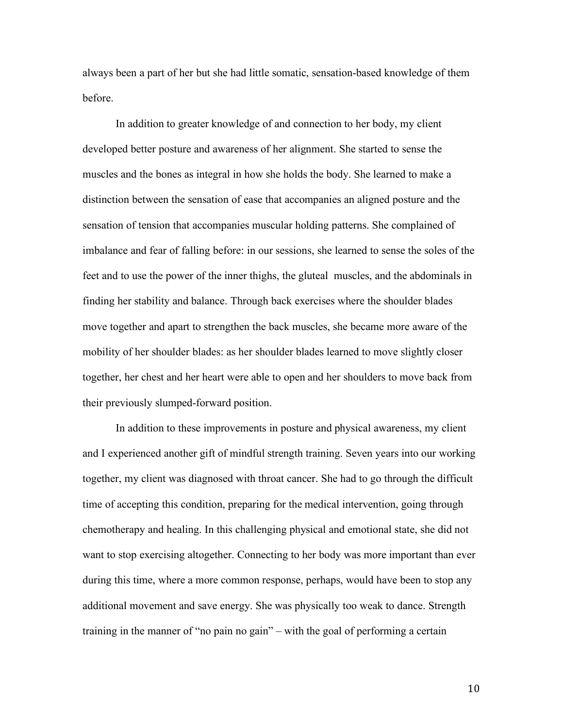always been a part of her but she had little somatic, sensation-based knowledge of them before.

In addition to greater knowledge of and connection to her body, my client developed better posture and awareness of her alignment. She started to sense the muscles and the bones as integral in how she holds the body. She learned to make a distinction between the sensation of ease that accompanies an aligned posture and the sensation of tension that accompanies muscular holding patterns. She complained of imbalance and fear of falling before: in our sessions, she learned to sense the soles of the feet and to use the power of the inner thighs, the gluteal muscles, and the abdominals in finding her stability and balance. Through back exercises where the shoulder blades move together and apart to strengthen the back muscles, she became more aware of the mobility of her shoulder blades: as her shoulder blades learned to move slightly closer together, her chest and her heart were able to open and her shoulders to move back from their previously slumped-forward position.

In addition to these improvements in posture and physical awareness, my client and I experienced another gift of mindful strength training. Seven years into our working together, my client was diagnosed with throat cancer. She had to go through the difficult time of accepting this condition, preparing for the medical intervention, going through chemotherapy and healing. In this challenging physical and emotional state, she did not want to stop exercising altogether. Connecting to her body was more important than ever during this time, where a more common response, perhaps, would have been to stop any additional movement and save energy. She was physically too weak to dance. Strength training in the manner of "no pain no gain" – with the goal of performing a certain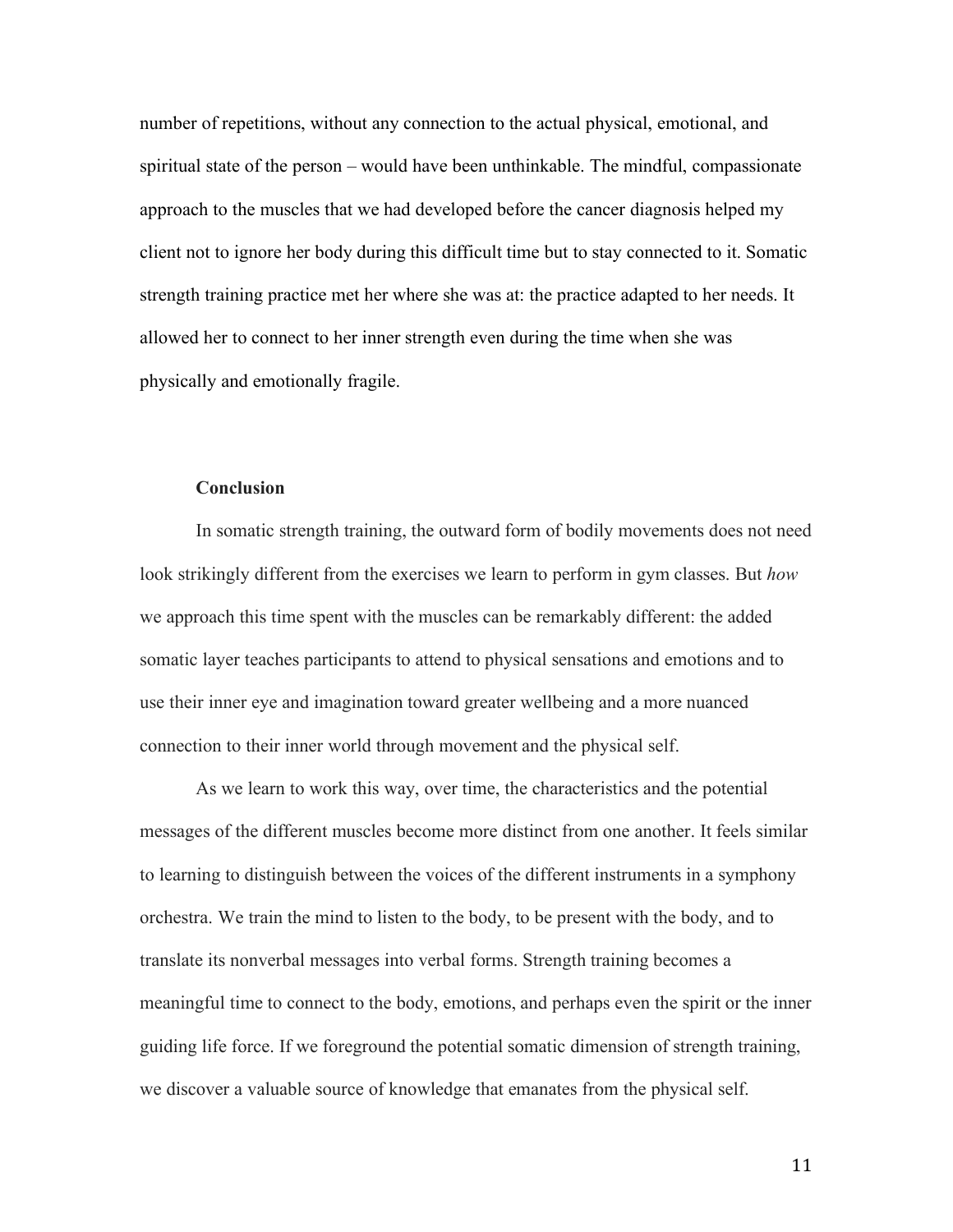number of repetitions, without any connection to the actual physical, emotional, and spiritual state of the person – would have been unthinkable. The mindful, compassionate approach to the muscles that we had developed before the cancer diagnosis helped my client not to ignore her body during this difficult time but to stay connected to it. Somatic strength training practice met her where she was at: the practice adapted to her needs. It allowed her to connect to her inner strength even during the time when she was physically and emotionally fragile.

## Conclusion

In somatic strength training, the outward form of bodily movements does not need look strikingly different from the exercises we learn to perform in gym classes. But *how* we approach this time spent with the muscles can be remarkably different: the added somatic layer teaches participants to attend to physical sensations and emotions and to use their inner eye and imagination toward greater wellbeing and a more nuanced connection to their inner world through movement and the physical self.

As we learn to work this way, over time, the characteristics and the potential messages of the different muscles become more distinct from one another. It feels similar to learning to distinguish between the voices of the different instruments in a symphony orchestra. We train the mind to listen to the body, to be present with the body, and to translate its nonverbal messages into verbal forms. Strength training becomes a meaningful time to connect to the body, emotions, and perhaps even the spirit or the inner guiding life force. If we foreground the potential somatic dimension of strength training, we discover a valuable source of knowledge that emanates from the physical self.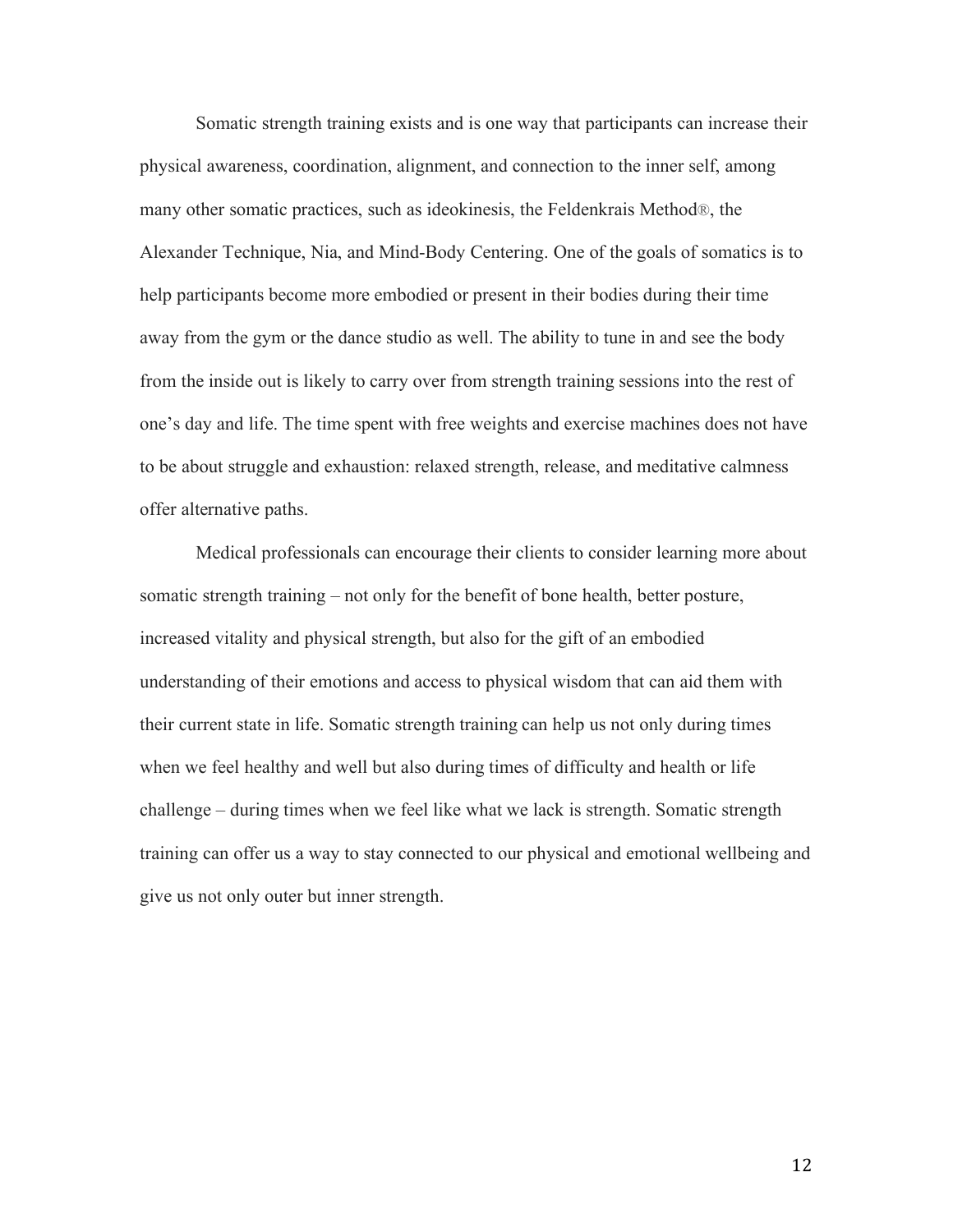Somatic strength training exists and is one way that participants can increase their physical awareness, coordination, alignment, and connection to the inner self, among many other somatic practices, such as ideokinesis, the Feldenkrais Method®, the Alexander Technique, Nia, and Mind-Body Centering. One of the goals of somatics is to help participants become more embodied or present in their bodies during their time away from the gym or the dance studio as well. The ability to tune in and see the body from the inside out is likely to carry over from strength training sessions into the rest of one's day and life. The time spent with free weights and exercise machines does not have to be about struggle and exhaustion: relaxed strength, release, and meditative calmness offer alternative paths.

Medical professionals can encourage their clients to consider learning more about somatic strength training – not only for the benefit of bone health, better posture, increased vitality and physical strength, but also for the gift of an embodied understanding of their emotions and access to physical wisdom that can aid them with their current state in life. Somatic strength training can help us not only during times when we feel healthy and well but also during times of difficulty and health or life challenge – during times when we feel like what we lack is strength. Somatic strength training can offer us a way to stay connected to our physical and emotional wellbeing and give us not only outer but inner strength.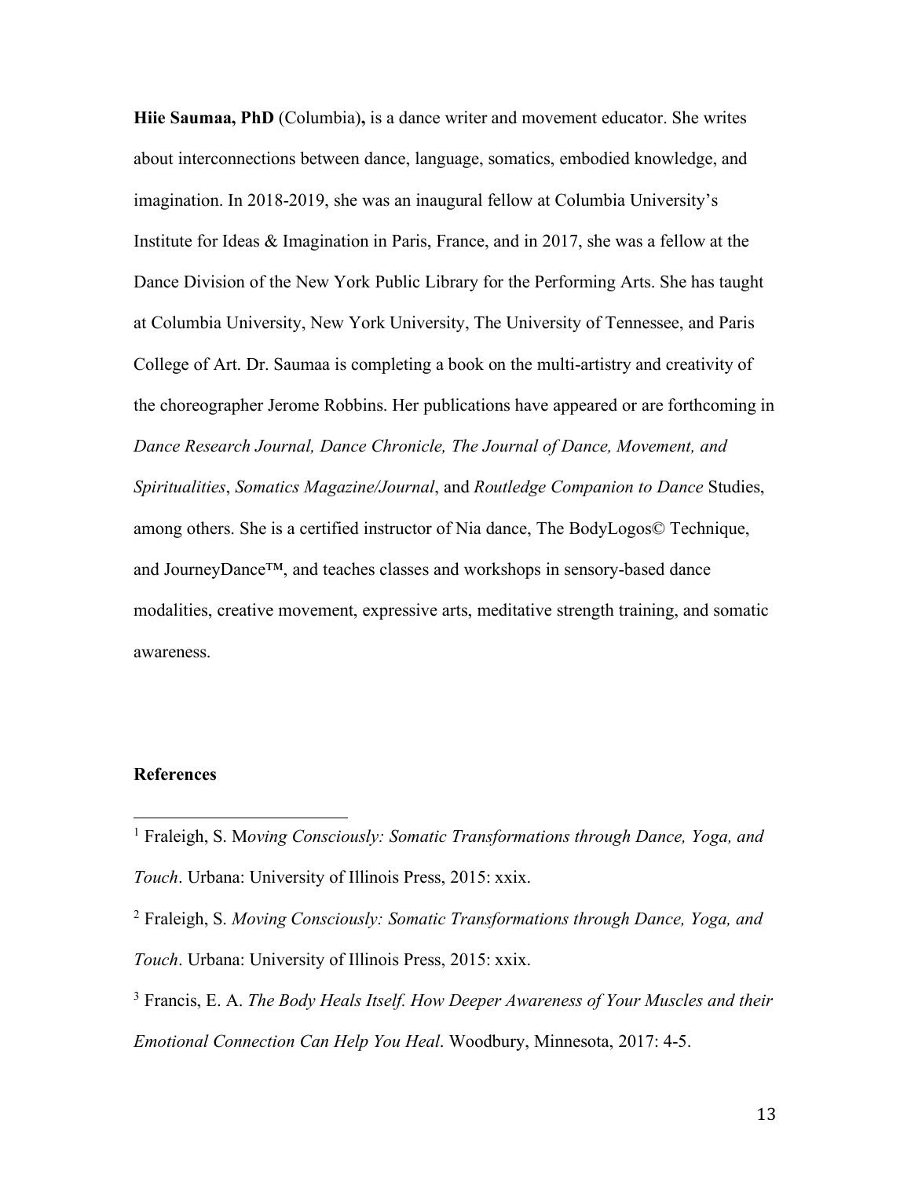**Hiie Saumaa, PhD** (Columbia)**,** is a dance writer and movement educator. She writes about interconnections between dance, language, somatics, embodied knowledge, and imagination. In 2018-2019, she was an inaugural fellow at Columbia University's Institute for Ideas & Imagination in Paris, France, and in 2017, she was a fellow at the Dance Division of the New York Public Library for the Performing Arts. She has taught at Columbia University, New York University, The University of Tennessee, and Paris College of Art. Dr. Saumaa is completing a book on the multi-artistry and creativity of the choreographer Jerome Robbins. Her publications have appeared or are forthcoming in *Dance Research Journal, Dance Chronicle, The Journal of Dance, Movement, and Spiritualities*, *Somatics Magazine/Journal*, and *Routledge Companion to Dance* Studies, among others. She is a certified instructor of Nia dance, The BodyLogos© Technique, and JourneyDance™, and teaches classes and workshops in sensory-based dance modalities, creative movement, expressive arts, meditative strength training, and somatic awareness.

**References**

[1] Fraleigh, S. M*oving Consciously: Somatic Transformations through Dance, Yoga, and Touch*. Urbana: University of Illinois Press, 2015: xxix.

[2] Fraleigh, S. *Moving Consciously: Somatic Transformations through Dance, Yoga, and Touch*. Urbana: University of Illinois Press, 2015: xxix.

[3] Francis, E. A. *The Body Heals Itself. How Deeper Awareness of Your Muscles and their Emotional Connection Can Help You Heal*. Woodbury, Minnesota, 2017: 4-5.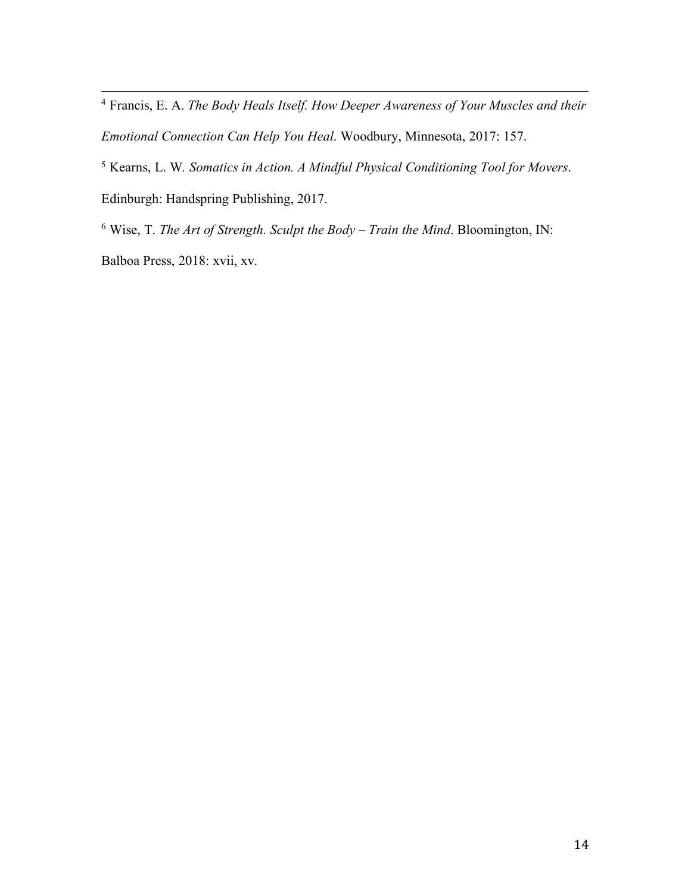[4] Francis, E. A. *The Body Heals Itself. How Deeper Awareness of Your Muscles and their Emotional Connection Can Help You Heal*. Woodbury, Minnesota, 2017: 157.

[5] Kearns, L. W*. Somatics in Action. A Mindful Physical Conditioning Tool for Movers*. Edinburgh: Handspring Publishing, 2017.

[6] Wise, T. *The Art of Strength. Sculpt the Body – Train the Mind*. Bloomington, IN: Balboa Press, 2018: xvii, xv.